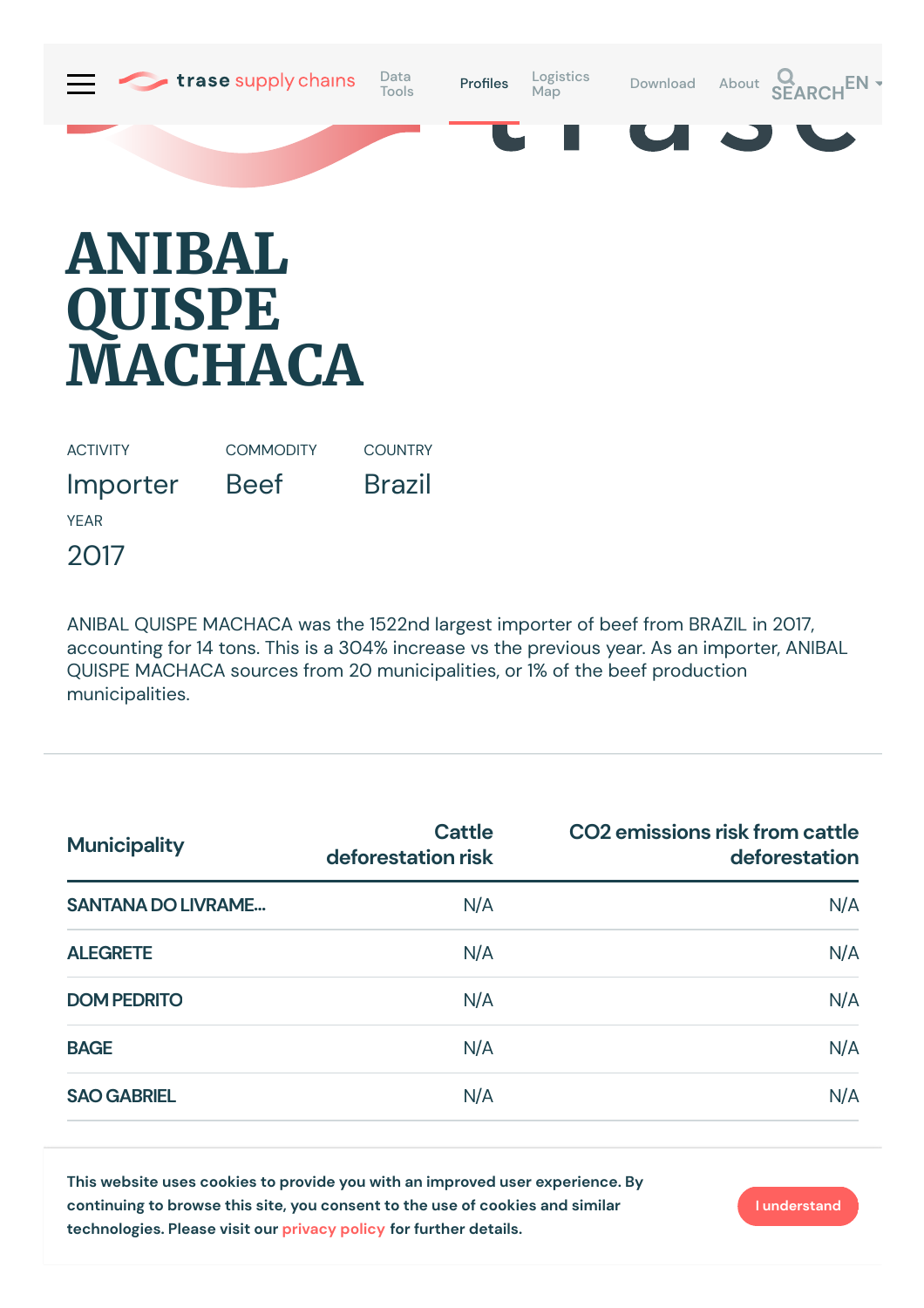# ANIBAL QUISPE MACHACA

ACTIVITY
Importer

COMMODITY
Beef

COUNTRY
Brazil

YEAR
2017

ANIBAL QUISPE MACHACA was the 1522nd largest importer of beef from BRAZIL in 2017, accounting for 14 tons. This is a 304% increase vs the previous year. As an importer, ANIBAL QUISPE MACHACA sources from 20 municipalities, or 1% of the beef production municipalities.

| Municipality | Cattle deforestation risk | CO2 emissions risk from cattle deforestation |
|---|---|---|
| SANTANA DO LIVRAME... | N/A | N/A |
| ALEGRETE | N/A | N/A |
| DOM PEDRITO | N/A | N/A |
| BAGE | N/A | N/A |
| SAO GABRIEL | N/A | N/A |

This website uses cookies to provide you with an improved user experience. By continuing to browse this site, you consent to the use of cookies and similar technologies. Please visit our privacy policy for further details.

I understand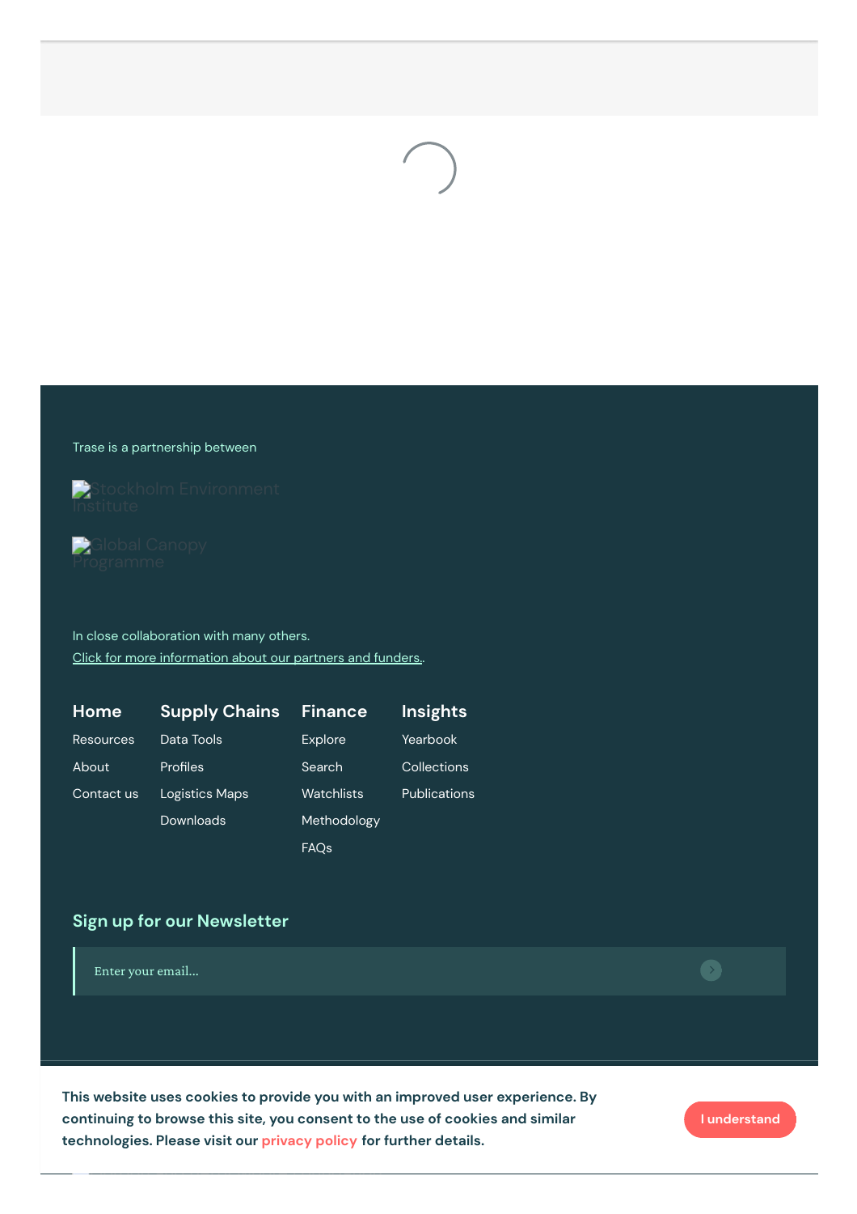Trase is a partnership between

Stockholm Environment Institute

Global Canopy Programme

In close collaboration with many others.
Click for more information about our partners and funders..

## Home

Resources

About

Contact us

## Supply Chains

Data Tools

Profiles

Logistics Maps

Downloads

## Finance

Explore

Search

Watchlists

Methodology

FAQs

## Insights

Yearbook

Collections

Publications

## Sign up for our Newsletter

Enter your email...

This website uses cookies to provide you with an improved user experience. By continuing to browse this site, you consent to the use of cookies and similar technologies. Please visit our privacy policy for further details.

I understand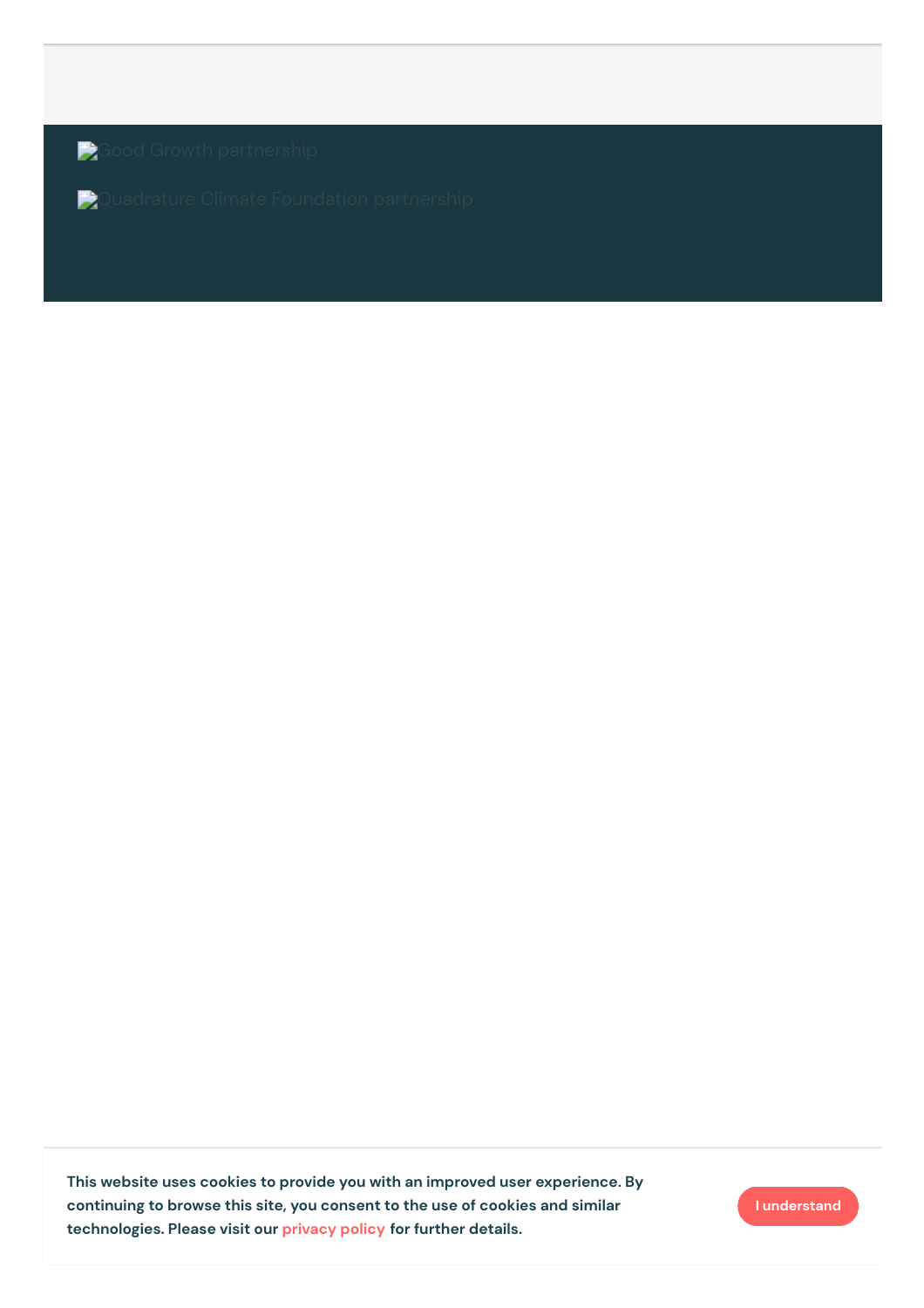Good Growth partnership

Quadrature Climate Foundation partnership

This website uses cookies to provide you with an improved user experience. By continuing to browse this site, you consent to the use of cookies and similar technologies. Please visit our privacy policy for further details.

I understand